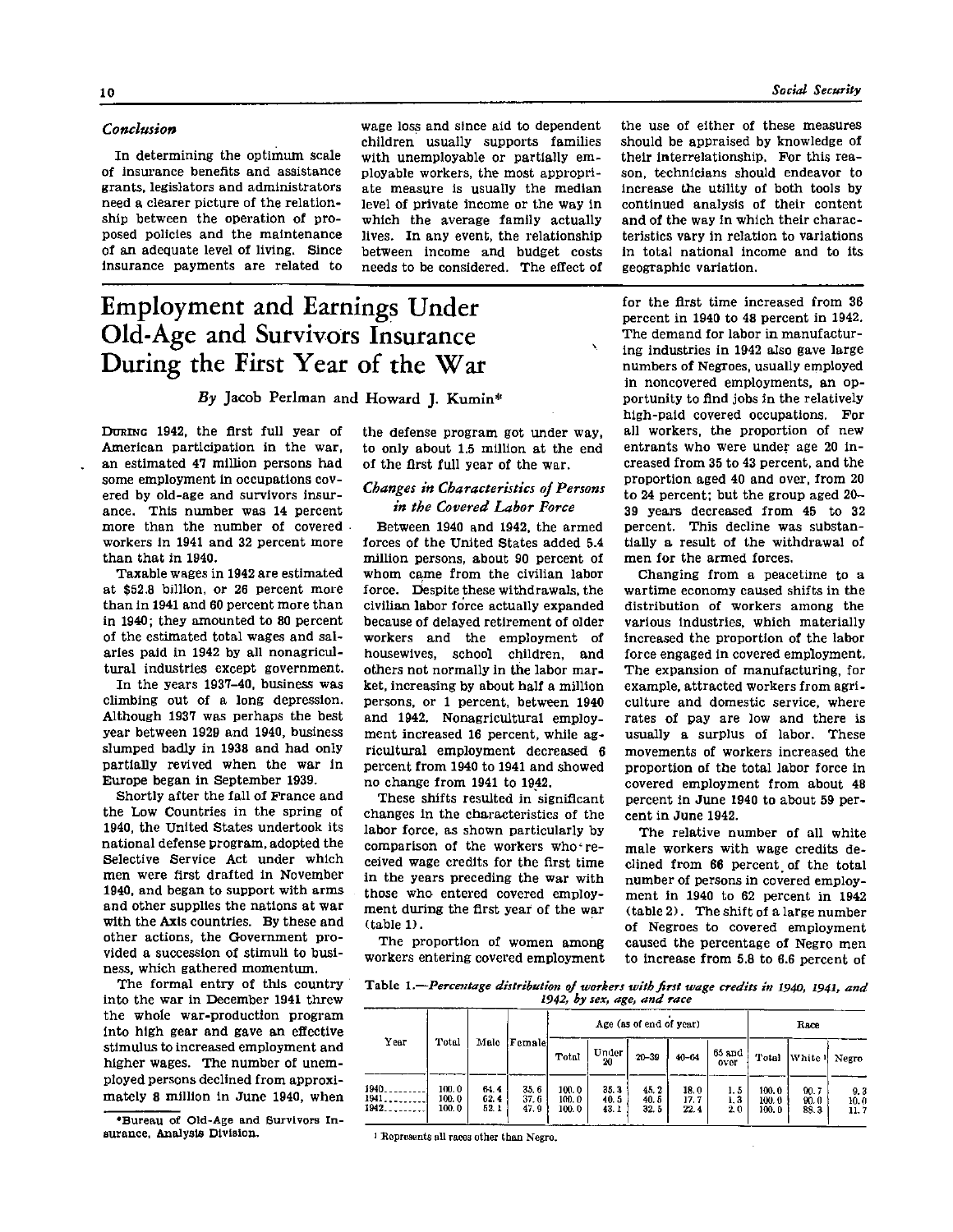### *Conclusion*

In determining the optimum scale of insurance benefits and assistance grants, legislators and administrators need a clearer picture of the relationship between the operation of proposed policies and the maintenance of an adequate level of living. Since insurance payments are related to wage loss and since aid to dependent children usually supports families with unemployable or partially employable workers, the most appropriate measure is usually the median level of private income or the way in which the average family actually lives. In any event, the relationship between income and budget costs needs to be considered. The effect of the use of either of these measures should be appraised by knowledge of their interrelationship. For this reason, technicians should endeavor to increase the utility of both tools by continued analysis of their content and of the way in which their characteristics vary in relation to variations in total national income and to its geographic variation.

# Employment and Earnings Under Old-Age and Survivors Insurance During the First Year of the War

*By* Jacob Perlman and Howard J. Kumin*

DURING 1942, the first full year of American participation in the war, an estimated 47 million persons had some employment in occupations covered by old-age and survivors insurance. This number was 14 percent more than the number of covered workers in 1941 and 32 percent more than that in 1940.

Taxable wages in 1942 are estimated at $52.8 billion, or 26 percent more than in 1941 and 60 percent more than in 1940; they amounted to 80 percent of the estimated total wages and salaries paid in 1942 by all nonagricultural industries except government.

In the years 1937–40, business was climbing out of a long depression. Although 1937 was perhaps the best year between 1929 and 1940, business slumped badly in 1938 and had only partially revived when the war in Europe began in September 1939.

Shortly after the fall of France and the Low Countries in the spring of 1940, the United States undertook its national defense program, adopted the Selective Service Act under which men were first drafted in November 1940, and began to support with arms and other supplies the nations at war with the Axis countries. By these and other actions, the Government provided a succession of stimuli to business, which gathered momentum.

The formal entry of this country into the war in December 1941 threw the whole war-production program into high gear and gave an effective stimulus to increased employment and higher wages. The number of unemployed persons declined from approximately 8 million in June 1940, when the defense program got under way, to only about 1.5 million at the end of the first full year of the war.

*Bureau of Old-Age and Survivors Insurance, Analysis Division.

## *Changes in Characteristics of Persons in the Covered Labor Force*

Between 1940 and 1942, the armed forces of the United States added 5.4 million persons, about 90 percent of whom came from the civilian labor force. Despite these withdrawals, the civilian labor force actually expanded because of delayed retirement of older workers and the employment of housewives, school children, and others not normally in the labor market, increasing by about half a million persons, or 1 percent, between 1940 and 1942. Nonagricultural employment increased 16 percent, while agricultural employment decreased 6 percent from 1940 to 1941 and showed no change from 1941 to 1942.

These shifts resulted in significant changes in the characteristics of the labor force, as shown particularly by comparison of the workers who received wage credits for the first time in the years preceding the war with those who entered covered employment during the first year of the war (table 1).

The proportion of women among workers entering covered employment for the first time increased from 36 percent in 1940 to 48 percent in 1942. The demand for labor in manufacturing industries in 1942 also gave large numbers of Negroes, usually employed in noncovered employments, an opportunity to find jobs in the relatively high-paid covered occupations. For all workers, the proportion of new entrants who were under age 20 increased from 35 to 43 percent, and the proportion aged 40 and over, from 20 to 24 percent; but the group aged 20–39 years decreased from 45 to 32 percent. This decline was substantially a result of the withdrawal of men for the armed forces.

Changing from a peacetime to a wartime economy caused shifts in the distribution of workers among the various industries, which materially increased the proportion of the labor force engaged in covered employment. The expansion of manufacturing, for example, attracted workers from agriculture and domestic service, where rates of pay are low and there is usually a surplus of labor. These movements of workers increased the proportion of the total labor force in covered employment from about 48 percent in June 1940 to about 59 percent in June 1942.

The relative number of all white male workers with wage credits declined from 66 percent of the total number of persons in covered employment in 1940 to 62 percent in 1942 (table 2). The shift of a large number of Negroes to covered employment caused the percentage of Negro men to increase from 5.8 to 6.6 percent of

Table 1.—*Percentage distribution of workers with first wage credits in 1940, 1941, and 1942, by sex, age, and race*

| Year | Total | Male | Female | Age (as of end of year) | | | | | Race | | |
|---|---|---|---|---|---|---|---|---|---|---|---|
| | | | | Total | Under 20 | 20–39 | 40–64 | 65 and over | Total | White [1] | Negro |
| 1940 | 100.0 | 64.4 | 35.6 | 100.0 | 35.3 | 45.2 | 18.0 | 1.5 | 100.0 | 90.7 | 9.3 |
| 1941 | 100.0 | 62.4 | 37.6 | 100.0 | 40.5 | 40.5 | 17.7 | 1.3 | 100.0 | 90.0 | 10.0 |
| 1942 | 100.0 | 52.1 | 47.9 | 100.0 | 43.1 | 32.5 | 22.4 | 2.0 | 100.0 | 88.3 | 11.7 |

[1] Represents all races other than Negro.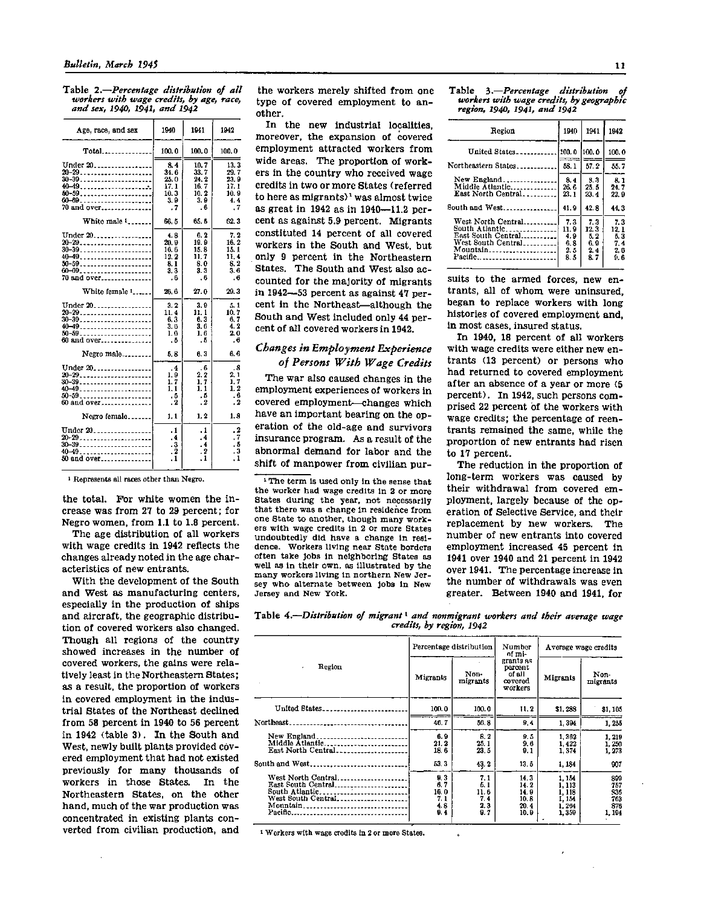Table 2.—*Percentage distribution of all workers with wage credits, by age, race, and sex, 1940, 1941, and 1942*

| Age, race, and sex | 1940 | 1941 | 1942 |
|---|---|---|---|
| Total | 100.0 | 100.0 | 100.0 |
| Under 20 | 8.4 | 10.7 | 13.3 |
| 20–29 | 34.6 | 33.7 | 29.7 |
| 30–39 | 25.0 | 24.2 | 23.9 |
| 40–49 | 17.1 | 16.7 | 17.1 |
| 50–59 | 10.3 | 10.2 | 10.9 |
| 60–69 | 3.9 | 3.9 | 4.4 |
| 70 and over | .7 | .6 | .7 |
| White male [1] | 66.5 | 65.6 | 62.3 |
| Under 20 | 4.8 | 6.2 | 7.2 |
| 20–29 | 20.9 | 19.9 | 16.2 |
| 30–39 | 16.6 | 15.8 | 15.1 |
| 40–49 | 12.2 | 11.7 | 11.4 |
| 50–59 | 8.1 | 8.0 | 8.2 |
| 60–69 | 3.3 | 3.3 | 3.6 |
| 70 and over | .6 | .6 | .6 |
| White female [1] | 26.6 | 27.0 | 29.3 |
| Under 20 | 3.2 | 3.9 | 5.1 |
| 20–29 | 11.4 | 11.1 | 10.7 |
| 30–39 | 6.3 | 6.3 | 6.7 |
| 40–49 | 3.6 | 3.6 | 4.2 |
| 50–59 | 1.6 | 1.6 | 2.0 |
| 60 and over | .5 | .5 | .6 |
| Negro male | 5.8 | 6.3 | 6.6 |
| Under 20 | .4 | .6 | .8 |
| 20–29 | 1.9 | 2.2 | 2.1 |
| 30–39 | 1.7 | 1.7 | 1.7 |
| 40–49 | 1.1 | 1.1 | 1.2 |
| 50–59 | .5 | .5 | .6 |
| 60 and over | .2 | .2 | .2 |
| Negro female | 1.1 | 1.2 | 1.8 |
| Under 20 | .1 | .1 | .2 |
| 20–29 | .4 | .4 | .7 |
| 30–39 | .3 | .4 | .5 |
| 40–49 | .2 | .2 | .3 |
| 50 and over | .1 | .1 | .1 |

[1] Represents all races other than Negro.

the total. For white women the increase was from 27 to 29 percent; for Negro women, from 1.1 to 1.8 percent.

The age distribution of all workers with wage credits in 1942 reflects the changes already noted in the age characteristics of new entrants.

With the development of the South and West as manufacturing centers, especially in the production of ships and aircraft, the geographic distribution of covered workers also changed. Though all regions of the country showed increases in the number of covered workers, the gains were relatively least in the Northeastern States; as a result, the proportion of workers in covered employment in the industrial States of the Northeast declined from 58 percent in 1940 to 56 percent in 1942 (table 3). In the South and West, newly built plants provided covered employment that had not existed previously for many thousands of workers in those States. In the Northeastern States, on the other hand, much of the war production was concentrated in existing plants converted from civilian production, and the workers merely shifted from one type of covered employment to another.

In the new industrial localities, moreover, the expansion of covered employment attracted workers from wide areas. The proportion of workers in the country who received wage credits in two or more States (referred to here as migrants)[1] was almost twice as great in 1942 as in 1940—11.2 percent as against 5.9 percent. Migrants constituted 14 percent of all covered workers in the South and West, but only 9 percent in the Northeastern States. The South and West also accounted for the majority of migrants in 1942—53 percent as against 47 percent in the Northeast—although the South and West included only 44 percent of all covered workers in 1942.

[1] The term is used only in the sense that the worker had wage credits in 2 or more States during the year, not necessarily that there was a change in residence from one State to another, though many workers with wage credits in 2 or more States undoubtedly did have a change in residence. Workers living near State borders often take jobs in neighboring States as well as in their own, as illustrated by the many workers living in northern New Jersey who alternate between jobs in New Jersey and New York.

## *Changes in Employment Experience of Persons With Wage Credits*

The war also caused changes in the employment experiences of workers in covered employment—changes which have an important bearing on the operation of the old-age and survivors insurance program. As a result of the abnormal demand for labor and the shift of manpower from civilian pursuits to the armed forces, new entrants, all of whom were uninsured, began to replace workers with long histories of covered employment and, in most cases, insured status.

Table 3.—*Percentage distribution of workers with wage credits, by geographic region, 1940, 1941, and 1942*

| Region | 1940 | 1941 | 1942 |
|---|---|---|---|
| United States | 100.0 | 100.0 | 100.0 |
| Northeastern States | 58.1 | 57.2 | 55.7 |
| New England | 8.4 | 8.3 | 8.1 |
| Middle Atlantic | 26.6 | 25.5 | 24.7 |
| East North Central | 23.1 | 23.4 | 22.9 |
| South and West | 41.9 | 42.8 | 44.3 |
| West North Central | 7.3 | 7.3 | 7.3 |
| South Atlantic | 11.9 | 12.3 | 12.1 |
| East South Central | 4.9 | 5.2 | 5.3 |
| West South Central | 6.8 | 6.9 | 7.4 |
| Mountain | 2.5 | 2.4 | 2.6 |
| Pacific | 8.5 | 8.7 | 9.6 |

In 1940, 18 percent of all workers with wage credits were either new entrants (13 percent) or persons who had returned to covered employment after an absence of a year or more (5 percent). In 1942, such persons comprised 22 percent of the workers with wage credits; the percentage of reentrants remained the same, while the proportion of new entrants had risen to 17 percent.

The reduction in the proportion of long-term workers was caused by their withdrawal from covered employment, largely because of the operation of Selective Service, and their replacement by new workers. The number of new entrants into covered employment increased 45 percent in 1941 over 1940 and 21 percent in 1942 over 1941. The percentage increase in the number of withdrawals was even greater. Between 1940 and 1941, for

Table 4.—*Distribution of migrant [1] and nonmigrant workers and their average wage credits, by region, 1942*

| Region | Percentage distribution | | Number of migrants as percent of all covered workers | Average wage credits | |
|---|---|---|---|---|---|
| | Migrants | Nonmigrants | | Migrants | Nonmigrants |
| United States | 100.0 | 100.0 | 11.2 | $1,288 | $1,105 |
| Northeast | 46.7 | 56.8 | 9.4 | 1,394 | 1,255 |
| New England | 6.9 | 8.2 | 9.5 | 1,362 | 1,219 |
| Middle Atlantic | 21.2 | 25.1 | 9.6 | 1,422 | 1,250 |
| East North Central | 18.6 | 23.5 | 9.1 | 1,374 | 1,273 |
| South and West | 53.3 | 43.2 | 13.5 | 1,184 | 907 |
| West North Central | 9.3 | 7.1 | 14.3 | 1,154 | 899 |
| East South Central | 6.7 | 5.1 | 14.2 | 1,113 | 757 |
| South Atlantic | 16.0 | 11.6 | 14.9 | 1,118 | 836 |
| West South Central | 7.1 | 7.4 | 10.8 | 1,154 | 763 |
| Mountain | 4.8 | 2.3 | 20.4 | 1,204 | 876 |
| Pacific | 9.4 | 9.7 | 10.9 | 1,359 | 1,194 |

[1] Workers with wage credits in 2 or more States.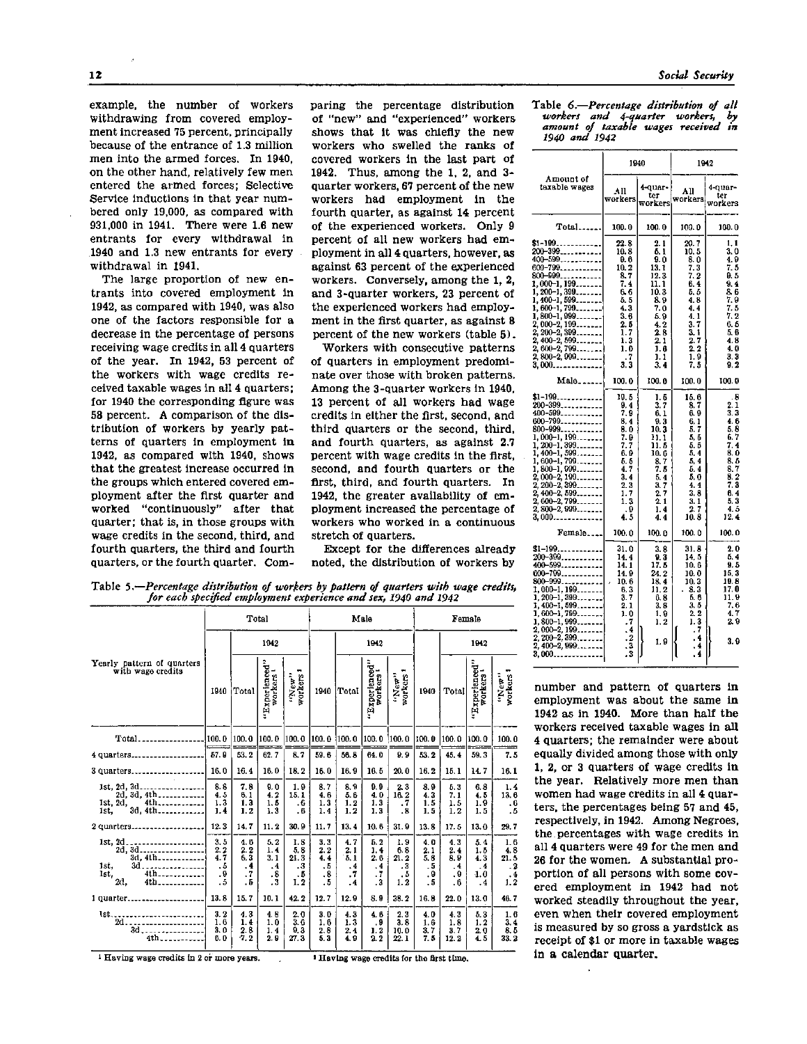example, the number of workers withdrawing from covered employment increased 75 percent, principally because of the entrance of 1.3 million men into the armed forces. In 1940, on the other hand, relatively few men entered the armed forces; Selective Service inductions in that year numbered only 19,000, as compared with 931,000 in 1941. There were 1.6 new entrants for every withdrawal in 1940 and 1.3 new entrants for every withdrawal in 1941.

The large proportion of new entrants into covered employment in 1942, as compared with 1940, was also one of the factors responsible for a decrease in the percentage of persons receiving wage credits in all 4 quarters of the year. In 1942, 53 percent of the workers with wage credits received taxable wages in all 4 quarters; for 1940 the corresponding figure was 58 percent. A comparison of the distribution of workers by yearly patterns of quarters in employment in 1942, as compared with 1940, shows that the greatest increase occurred in the groups which entered covered employment after the first quarter and worked "continuously" after that quarter; that is, in those groups with wage credits in the second, third, and fourth quarters, the third and fourth quarters, or the fourth quarter. Comparing the percentage distribution of "new" and "experienced" workers shows that it was chiefly the new workers who swelled the ranks of covered workers in the last part of 1942. Thus, among the 1, 2, and 3-quarter workers, 67 percent of the new workers had employment in the fourth quarter, as against 14 percent of the experienced workers. Only 9 percent of all new workers had employment in all 4 quarters, however, as against 63 percent of the experienced workers. Conversely, among the 1, 2, and 3-quarter workers, 23 percent of the experienced workers had employment in the first quarter, as against 8 percent of the new workers (table 5).

Workers with consecutive patterns of quarters in employment predominate over those with broken patterns. Among the 3-quarter workers in 1940, 13 percent of all workers had wage credits in either the first, second, and third quarters or the second, third, and fourth quarters, as against 2.7 percent with wage credits in the first, second, and fourth quarters or the first, third, and fourth quarters. In 1942, the greater availability of employment increased the percentage of workers who worked in a continuous stretch of quarters.

Except for the differences already noted, the distribution of workers by number and pattern of quarters in employment was about the same in 1942 as in 1940. More than half the workers received taxable wages in all 4 quarters; the remainder were about equally divided among those with only 1, 2, or 3 quarters of wage credits in the year. Relatively more men than women had wage credits in all 4 quarters, the percentages being 57 and 45, respectively, in 1942. Among Negroes, the percentages with wage credits in all 4 quarters were 49 for the men and 26 for the women. A substantial proportion of all persons with some covered employment in 1942 had not worked steadily throughout the year, even when their covered employment is measured by so gross a yardstick as receipt of $1 or more in taxable wages in a calendar quarter.

Table 5.—*Percentage distribution of workers by pattern of quarters with wage credits, for each specified employment experience and sex, 1940 and 1942*

| Yearly pattern of quarters with wage credits | Total | | | | Male | | | | Female | | | |
|---|---|---|---|---|---|---|---|---|---|---|---|---|
| | 1940 | 1942 | | | 1940 | 1942 | | | 1940 | 1942 | | |
| | | Total | "Experienced" workers [1] | "New" workers [2] | | Total | "Experienced" workers [1] | "New" workers [2] | | Total | "Experienced" workers [1] | "New" workers [2] |
| Total | 100.0 | 100.0 | 100.0 | 100.0 | 100.0 | 100.0 | 100.0 | 100.0 | 100.0 | 100.0 | 100.0 | 100.0 |
| 4 quarters | 57.9 | 53.2 | 62.7 | 8.7 | 59.6 | 56.8 | 64.0 | 9.9 | 53.2 | 45.4 | 59.3 | 7.5 |
| 3 quarters | 16.0 | 16.4 | 16.0 | 18.2 | 16.0 | 16.9 | 16.5 | 20.0 | 16.2 | 15.1 | 14.7 | 16.1 |
| 1st, 2d, 3d | 8.8 | 7.8 | 9.0 | 1.9 | 8.7 | 8.9 | 9.9 | 2.3 | 8.9 | 5.3 | 6.8 | 1.4 |
| 2d, 3d, 4th | 4.5 | 6.1 | 4.2 | 15.1 | 4.6 | 5.6 | 4.0 | 16.2 | 4.3 | 7.1 | 4.5 | 13.6 |
| 1st, 2d, 4th | 1.3 | 1.3 | 1.5 | .6 | 1.3 | 1.2 | 1.3 | .7 | 1.5 | 1.5 | 1.9 | .6 |
| 1st, 3d, 4th | 1.4 | 1.2 | 1.3 | .6 | 1.4 | 1.2 | 1.3 | .8 | 1.5 | 1.2 | 1.5 | .5 |
| 2 quarters | 12.3 | 14.7 | 11.2 | 30.9 | 11.7 | 13.4 | 10.6 | 31.9 | 13.8 | 17.5 | 13.0 | 29.7 |
| 1st, 2d | 3.5 | 4.6 | 5.2 | 1.8 | 3.3 | 4.7 | 5.2 | 1.9 | 4.0 | 4.3 | 5.4 | 1.6 |
| 2d, 3d | 2.2 | 2.2 | 1.4 | 5.8 | 2.2 | 2.1 | 1.4 | 6.8 | 2.1 | 2.4 | 1.5 | 4.8 |
| 3d, 4th | 4.7 | 6.3 | 3.1 | 21.3 | 4.4 | 5.1 | 2.6 | 21.2 | 5.8 | 8.9 | 4.3 | 21.5 |
| 1st, 3d | .5 | .4 | .4 | .3 | .5 | .4 | .4 | .3 | .5 | .4 | .4 | .2 |
| 1st, 4th | .9 | .7 | .8 | .5 | .8 | .7 | .7 | .5 | .9 | .9 | 1.0 | .4 |
| 2d, 4th | .5 | .5 | .3 | 1.2 | .5 | .4 | .3 | 1.2 | .5 | .6 | .4 | 1.2 |
| 1 quarter | 13.8 | 15.7 | 10.1 | 42.2 | 12.7 | 12.9 | 8.9 | 38.2 | 16.8 | 22.0 | 13.0 | 46.7 |
| 1st | 3.2 | 4.3 | 4.8 | 2.0 | 3.0 | 4.3 | 4.6 | 2.3 | 4.0 | 4.3 | 5.3 | 1.6 |
| 2d | 1.6 | 1.4 | 1.0 | 3.6 | 1.6 | 1.3 | .9 | 3.8 | 1.6 | 1.8 | 1.2 | 3.4 |
| 3d | 3.0 | 2.8 | 1.4 | 9.3 | 2.8 | 2.4 | 1.2 | 10.0 | 3.7 | 3.7 | 2.0 | 8.5 |
| 4th | 6.0 | 7.2 | 2.9 | 27.3 | 5.3 | 4.9 | 2.2 | 22.1 | 7.5 | 12.2 | 4.5 | 33.2 |

[1] Having wage credits in 2 or more years.

[2] Having wage credits for the first time.

Table 6.—*Percentage distribution of all workers and 4-quarter workers, by amount of taxable wages received in 1940 and 1942*

| Amount of taxable wages | 1940 | | 1942 | |
|---|---|---|---|---|
| | All workers | 4-quarter workers | All workers | 4-quarter workers |
| Total | 100.0 | 100.0 | 100.0 | 100.0 |
| $1-199 | 22.8 | 2.1 | 20.7 | 1.1 |
| 200-399 | 10.8 | 5.1 | 10.5 | 3.0 |
| 400-599 | 9.6 | 9.0 | 8.0 | 4.9 |
| 600-799 | 10.2 | 13.1 | 7.3 | 7.5 |
| 800-999 | 8.7 | 12.3 | 7.2 | 9.5 |
| 1,000-1,199 | 7.4 | 11.1 | 6.4 | 9.4 |
| 1,200-1,399 | 6.6 | 10.3 | 5.5 | 8.6 |
| 1,400-1,599 | 5.5 | 8.9 | 4.8 | 7.9 |
| 1,600-1,799 | 4.3 | 7.0 | 4.4 | 7.5 |
| 1,800-1,999 | 3.6 | 5.9 | 4.1 | 7.2 |
| 2,000-2,199 | 2.5 | 4.2 | 3.7 | 6.6 |
| 2,200-2,399 | 1.7 | 2.8 | 3.1 | 5.6 |
| 2,400-2,599 | 1.3 | 2.1 | 2.7 | 4.8 |
| 2,600-2,799 | 1.0 | 1.6 | 2.2 | 4.0 |
| 2,800-2,999 | .7 | 1.1 | 1.9 | 3.3 |
| 3,000 | 3.3 | 3.4 | 7.5 | 9.2 |
| Male | 100.0 | 100.0 | 100.0 | 100.0 |
| $1-199 | 19.5 | 1.5 | 15.6 | .8 |
| 200-399 | 9.4 | 3.7 | 8.7 | 2.1 |
| 400-599 | 7.9 | 6.1 | 6.9 | 3.3 |
| 600-799 | 8.4 | 9.3 | 6.1 | 4.6 |
| 800-999 | 8.0 | 10.3 | 5.7 | 5.8 |
| 1,000-1,199 | 7.9 | 11.1 | 5.5 | 6.7 |
| 1,200-1,399 | 7.7 | 11.5 | 5.5 | 7.4 |
| 1,400-1,599 | 6.9 | 10.6 | 5.4 | 8.0 |
| 1,600-1,799 | 5.5 | 8.7 | 5.4 | 8.5 |
| 1,800-1,999 | 4.7 | 7.5 | 5.4 | 8.7 |
| 2,000-2,199 | 3.4 | 5.4 | 5.0 | 8.2 |
| 2,200-2,399 | 2.3 | 3.7 | 4.4 | 7.3 |
| 2,400-2,599 | 1.7 | 2.7 | 3.8 | 6.4 |
| 2,600-2,799 | 1.3 | 2.1 | 3.1 | 5.3 |
| 2,800-2,999 | .9 | 1.4 | 2.7 | 4.5 |
| 3,000 | 4.5 | 4.4 | 10.8 | 12.4 |
| Female | 100.0 | 100.0 | 100.0 | 100.0 |
| $1-199 | 31.0 | 3.8 | 31.8 | 2.0 |
| 200-399 | 14.4 | 9.3 | 14.5 | 5.4 |
| 400-599 | 14.1 | 17.5 | 10.6 | 9.5 |
| 600-799 | 14.9 | 24.2 | 10.0 | 15.3 |
| 800-999 | 10.6 | 18.4 | 10.3 | 19.8 |
| 1,000-1,199 | 6.3 | 11.2 | 8.3 | 17.0 |
| 1,200-1,399 | 3.7 | 6.8 | 6.6 | 11.9 |
| 1,400-1,599 | 2.1 | 3.8 | 3.5 | 7.6 |
| 1,600-1,799 | 1.0 | 1.9 | 2.2 | 4.7 |
| 1,800-1,999 | .7 | 1.2 | 1.3 | 2.9 |
| 2,000-2,199 | .4 | 1.9 | .7 | 3.0 |
| 2,200-2,399 | .2 | | .4 | |
| 2,400-2,999 | .3 | | .4 | |
| 3,000 | .3 | | .4 | |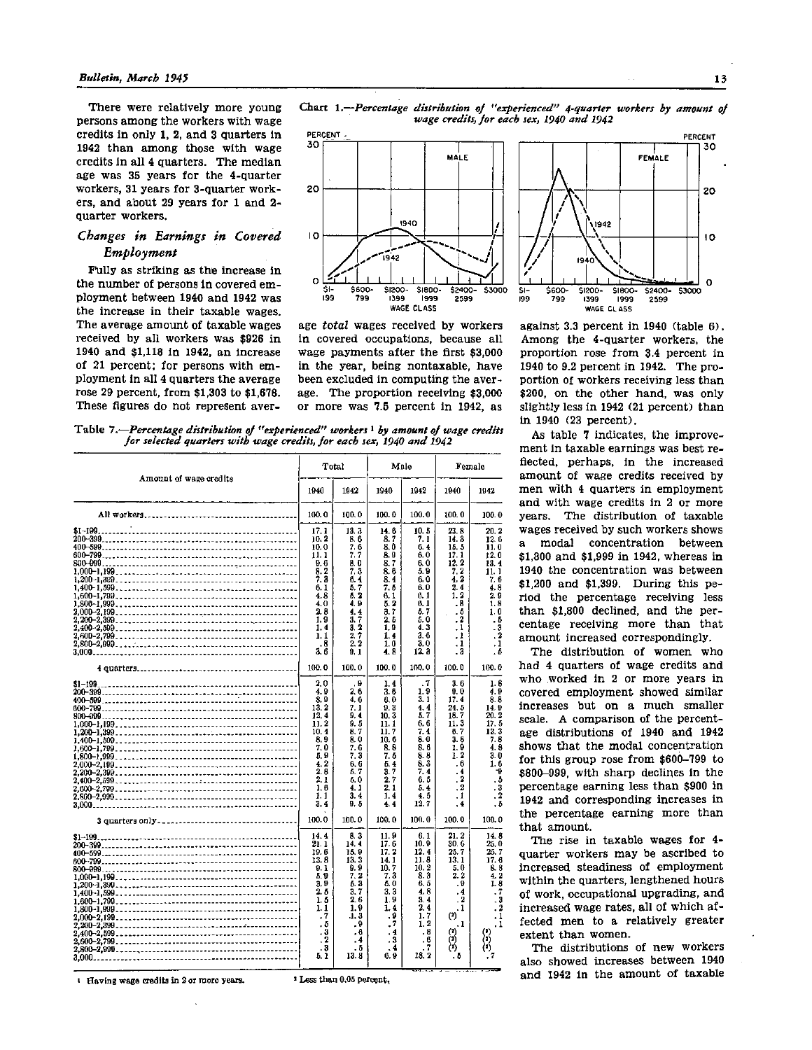There were relatively more young persons among the workers with wage credits in only 1, 2, and 3 quarters in 1942 than among those with wage credits in all 4 quarters. The median age was 35 years for the 4-quarter workers, 31 years for 3-quarter workers, and about 29 years for 1 and 2-quarter workers.

## *Changes in Earnings in Covered Employment*

Fully as striking as the increase in the number of persons in covered employment between 1940 and 1942 was the increase in their taxable wages. The average amount of taxable wages received by all workers was $926 in 1940 and $1,118 in 1942, an increase of 21 percent; for persons with employment in all 4 quarters the average rose 29 percent, from $1,303 to $1,678. These figures do not represent average *total* wages received by workers in covered occupations, because all wage payments after the first $3,000 in the year, being nontaxable, have been excluded in computing the average. The proportion receiving $3,000 or more was 7.5 percent in 1942, as against 3.3 percent in 1940 (table 6). Among the 4-quarter workers, the proportion rose from 3.4 percent in 1940 to 9.2 percent in 1942. The proportion of workers receiving less than $200, on the other hand, was only slightly less in 1942 (21 percent) than in 1940 (23 percent).

Chart 1.—*Percentage distribution of "experienced" 4-quarter workers by amount of wage credits, for each sex, 1940 and 1942*

As table 7 indicates, the improvement in taxable earnings was best reflected, perhaps, in the increased amount of wage credits received by men with 4 quarters in employment and with wage credits in 2 or more years. The distribution of taxable wages received by such workers shows a modal concentration between $1,800 and $1,999 in 1942, whereas in 1940 the concentration was between $1,200 and $1,399. During this period the percentage receiving less than $1,800 declined, and the percentage receiving more than that amount increased correspondingly.

The distribution of women who had 4 quarters of wage credits and who worked in 2 or more years in covered employment showed similar increases but on a much smaller scale. A comparison of the percentage distributions of 1940 and 1942 shows that the modal concentration for this group rose from $600–799 to $800–999, with sharp declines in the percentage earning less than $900 in 1942 and corresponding increases in the percentage earning more than that amount.

The rise in taxable wages for 4-quarter workers may be ascribed to increased steadiness of employment within the quarters, lengthened hours of work, occupational upgrading, and increased wage rates, all of which affected men to a relatively greater extent than women.

The distributions of new workers also showed increases between 1940 and 1942 in the amount of taxable

Table 7.—*Percentage distribution of "experienced" workers [1] by amount of wage credits for selected quarters with wage credits, for each sex, 1940 and 1942*

| Amount of wage credits | Total | | Male | | Female | |
|---|---|---|---|---|---|---|
| | 1940 | 1942 | 1940 | 1942 | 1940 | 1942 |
| All workers | 100.0 | 100.0 | 100.0 | 100.0 | 100.0 | 100.0 |
| $1–199 | 17.1 | 13.3 | 14.6 | 10.5 | 23.8 | 20.2 |
| 200–399 | 10.2 | 8.6 | 8.7 | 7.1 | 14.8 | 12.6 |
| 400–599 | 10.0 | 7.6 | 8.0 | 6.4 | 15.5 | 11.0 |
| 600–799 | 11.1 | 7.7 | 8.0 | 6.0 | 17.1 | 12.0 |
| 800–999 | 9.6 | 8.0 | 8.7 | 6.0 | 12.2 | 13.4 |
| 1,000–1,199 | 8.2 | 7.3 | 8.6 | 5.9 | 7.2 | 11.1 |
| 1,200–1,399 | 7.8 | 6.4 | 8.4 | 6.0 | 4.2 | 7.6 |
| 1,400–1,599 | 6.1 | 5.7 | 7.6 | 6.0 | 2.4 | 4.5 |
| 1,600–1,799 | 4.8 | 5.2 | 6.1 | 6.1 | 1.2 | 2.9 |
| 1,800–1,999 | 4.0 | 4.9 | 5.2 | 6.1 | .8 | 1.8 |
| 2,000–2,199 | 2.8 | 4.4 | 3.7 | 5.7 | .5 | 1.0 |
| 2,200–2,399 | 1.9 | 3.7 | 2.5 | 5.0 | .2 | .5 |
| 2,400–2,599 | 1.4 | 3.2 | 1.9 | 4.3 | .1 | .3 |
| 2,600–2,799 | 1.1 | 2.7 | 1.4 | 3.6 | .1 | .2 |
| 2,800–2,999 | .8 | 2.2 | 1.0 | 3.0 | .1 | .1 |
| 3,000 | 3.6 | 9.1 | 4.8 | 12.3 | .3 | .5 |
| 4 quarters | 100.0 | 100.0 | 100.0 | 100.0 | 100.0 | 100.0 |
| $1–199 | 2.0 | .9 | 1.4 | .7 | 3.6 | 1.8 |
| 200–399 | 4.9 | 2.6 | 3.6 | 1.9 | 9.0 | 4.9 |
| 400–599 | 8.9 | 4.6 | 6.0 | 3.1 | 17.4 | 8.8 |
| 600–799 | 13.2 | 7.1 | 9.3 | 4.4 | 24.5 | 14.9 |
| 800–999 | 12.4 | 9.4 | 10.3 | 5.7 | 18.7 | 20.2 |
| 1,000–1,199 | 11.2 | 9.5 | 11.1 | 6.6 | 11.3 | 17.5 |
| 1,200–1,399 | 10.4 | 8.7 | 11.7 | 7.4 | 6.7 | 12.3 |
| 1,400–1,599 | 8.9 | 8.0 | 10.6 | 8.0 | 3.6 | 7.8 |
| 1,600–1,799 | 7.0 | 7.6 | 8.8 | 8.8 | 1.9 | 4.8 |
| 1,800–1,999 | 5.9 | 7.3 | 7.6 | 8.8 | 1.2 | 3.0 |
| 2,000–2,199 | 4.2 | 6.6 | 5.4 | 8.3 | .6 | 1.6 |
| 2,200–2,399 | 2.8 | 5.7 | 3.7 | 7.4 | .4 | .9 |
| 2,400–2,599 | 2.1 | 5.0 | 2.7 | 6.5 | .2 | .5 |
| 2,600–2,799 | 1.6 | 4.1 | 2.1 | 5.4 | .2 | .3 |
| 2,800–2,999 | 1.1 | 3.4 | 1.4 | 4.5 | .1 | .2 |
| 3,000 | 3.4 | 9.5 | 4.4 | 12.7 | .4 | .5 |
| 3 quarters only | 100.0 | 100.0 | 100.0 | 100.0 | 100.0 | 100.0 |
| $1–199 | 14.4 | 8.3 | 11.9 | 6.1 | 21.2 | 14.8 |
| 200–399 | 21.1 | 14.4 | 17.6 | 10.9 | 30.6 | 25.0 |
| 400–599 | 19.6 | 15.9 | 17.2 | 12.4 | 25.7 | 25.7 |
| 600–799 | 13.8 | 13.3 | 14.1 | 11.8 | 13.1 | 17.6 |
| 800–999 | 9.1 | 9.9 | 10.7 | 10.2 | 5.0 | 8.8 |
| 1,000–1,199 | 5.9 | 7.2 | 7.3 | 8.3 | 2.2 | 4.2 |
| 1,200–1,399 | 3.9 | 5.3 | 5.0 | 6.5 | .9 | 1.8 |
| 1,400–1,599 | 2.6 | 3.7 | 3.3 | 4.8 | .4 | .7 |
| 1,600–1,799 | 1.5 | 2.6 | 1.9 | 3.4 | .2 | .3 |
| 1,800–1,999 | 1.1 | 1.9 | 1.4 | 2.4 | .1 | .2 |
| 2,000–2,199 | .7 | 1.3 | .9 | 1.7 | (2) | .1 |
| 2,200–2,399 | .5 | .9 | .7 | 1.2 | .1 | .1 |
| 2,400–2,599 | .3 | .6 | .4 | .8 | (2) | (2) |
| 2,600–2,799 | .2 | .4 | .3 | .6 | (2) | (2) |
| 2,800–2,999 | .3 | .5 | .4 | .7 | (2) | (2) |
| 3,000 | 5.1 | 13.8 | 6.9 | 18.2 | .5 | .7 |

[1] Having wage credits in 2 or more years.

[2] Less than 0.05 percent.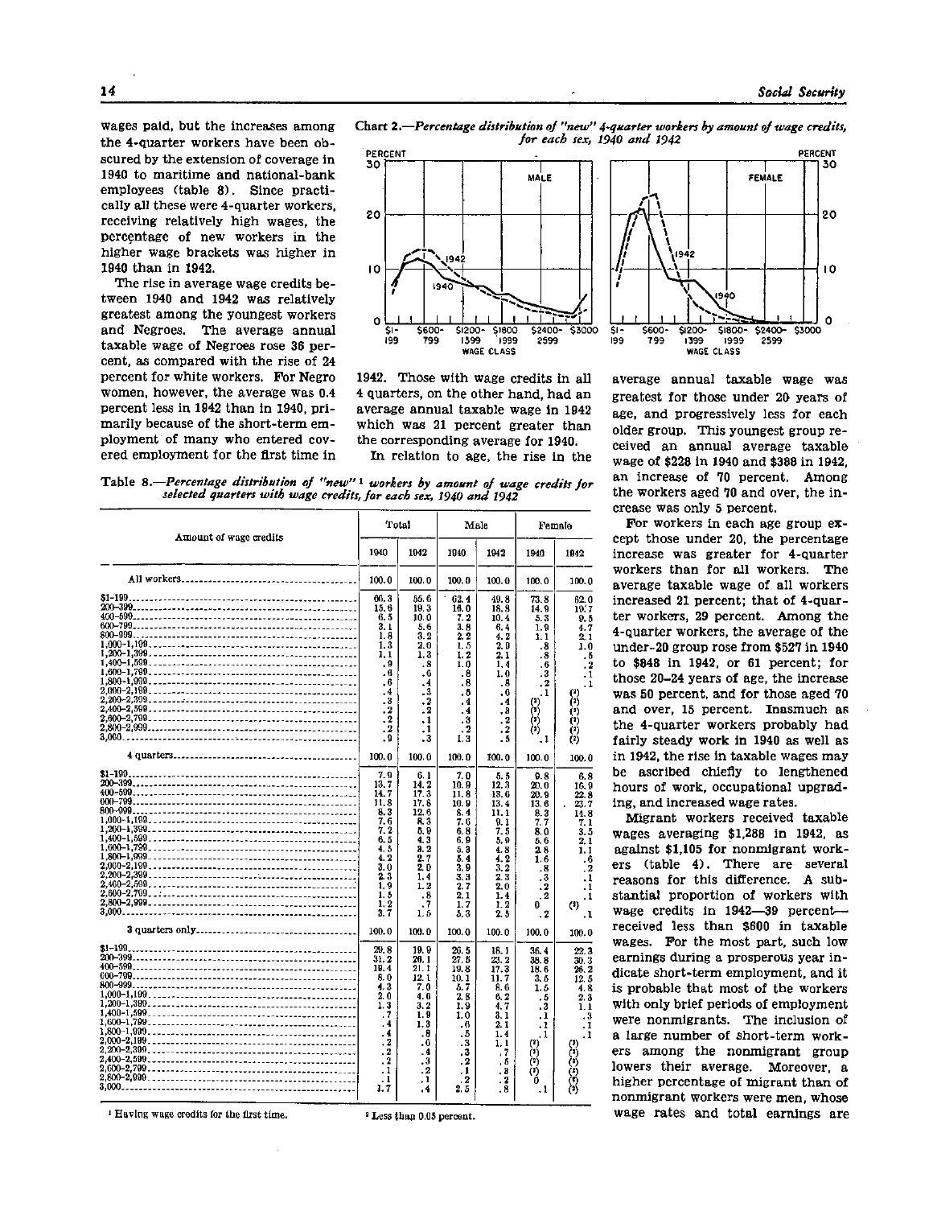wages paid, but the increases among the 4-quarter workers have been obscured by the extension of coverage in 1940 to maritime and national-bank employees (table 8). Since practically all these were 4-quarter workers, receiving relatively high wages, the percentage of new workers in the higher wage brackets was higher in 1940 than in 1942.

The rise in average wage credits between 1940 and 1942 was relatively greatest among the youngest workers and Negroes. The average annual taxable wage of Negroes rose 36 percent, as compared with the rise of 24 percent for white workers. For Negro women, however, the average was 0.4 percent less in 1942 than in 1940, primarily because of the short-term employment of many who entered covered employment for the first time in 1942. Those with wage credits in all 4 quarters, on the other hand, had an average annual taxable wage in 1942 which was 21 percent greater than the corresponding average for 1940.

In relation to age, the rise in the average annual taxable wage was greatest for those under 20 years of age, and progressively less for each older group. This youngest group received an annual average taxable wage of $228 in 1940 and $388 in 1942, an increase of 70 percent. Among the workers aged 70 and over, the increase was only 5 percent.

For workers in each age group except those under 20, the percentage increase was greater for 4-quarter workers than for all workers. The average taxable wage of all workers increased 21 percent; that of 4-quarter workers, 29 percent. Among the 4-quarter workers, the average of the under-20 group rose from $527 in 1940 to $848 in 1942, or 61 percent; for those 20–24 years of age, the increase was 50 percent, and for those aged 70 and over, 15 percent. Inasmuch as the 4-quarter workers probably had fairly steady work in 1940 as well as in 1942, the rise in taxable wages may be ascribed chiefly to lengthened hours of work, occupational upgrading, and increased wage rates.

Migrant workers received taxable wages averaging $1,288 in 1942, as against $1,105 for nonmigrant workers (table 4). There are several reasons for this difference. A substantial proportion of workers with wage credits in 1942—39 percent—received less than $600 in taxable wages. For the most part, such low earnings during a prosperous year indicate short-term employment, and it is probable that most of the workers with only brief periods of employment were nonmigrants. The inclusion of a large number of short-term workers among the nonmigrant group lowers their average. Moreover, a higher percentage of migrant than of nonmigrant workers were men, whose wage rates and total earnings are

Chart 2.—*Percentage distribution of "new" 4-quarter workers by amount of wage credits, for each sex, 1940 and 1942*

Table 8.—*Percentage distribution of "new"[1] workers by amount of wage credits for selected quarters with wage credits, for each sex, 1940 and 1942*

| Amount of wage credits | Total 1940 | Total 1942 | Male 1940 | Male 1942 | Female 1940 | Female 1942 |
|---|---|---|---|---|---|---|
| All workers | 100.0 | 100.0 | 100.0 | 100.0 | 100.0 | 100.0 |
| $1–199 | 66.3 | 55.6 | 62.4 | 49.8 | 73.8 | 62.0 |
| 200–399 | 15.6 | 19.3 | 16.0 | 18.8 | 14.9 | 19.7 |
| 400–599 | 6.5 | 10.0 | 7.2 | 10.4 | 5.3 | 9.5 |
| 600–799 | 3.1 | 5.6 | 3.8 | 6.4 | 1.9 | 4.7 |
| 800–999 | 1.8 | 3.2 | 2.2 | 4.2 | 1.1 | 2.1 |
| 1,000–1,199 | 1.3 | 2.0 | 1.5 | 2.9 | .8 | 1.0 |
| 1,200–1,399 | 1.1 | 1.3 | 1.2 | 2.1 | .8 | .5 |
| 1,400–1,599 | .9 | .8 | 1.0 | 1.4 | .6 | .2 |
| 1,600–1,799 | .6 | .6 | .8 | 1.0 | .3 | .1 |
| 1,800–1,999 | .6 | .4 | .8 | .8 | .2 | .1 |
| 2,000–2,199 | .4 | .3 | .5 | .6 | .1 | (2) |
| 2,200–2,399 | .3 | .2 | .4 | .4 | (2) | (2) |
| 2,400–2,599 | .2 | .2 | .4 | .3 | (2) | (2) |
| 2,600–2,799 | .2 | .1 | .3 | .2 | (2) | (2) |
| 2,800–2,999 | .2 | .1 | .2 | .2 | (2) | (2) |
| 3,000 | .9 | .3 | 1.3 | .5 | .1 | (2) |
| 4 quarters | 100.0 | 100.0 | 100.0 | 100.0 | 100.0 | 100.0 |
| $1–199 | 7.9 | 6.1 | 7.0 | 5.5 | 9.8 | 6.8 |
| 200–399 | 13.7 | 14.2 | 10.9 | 12.3 | 20.0 | 16.9 |
| 400–599 | 14.7 | 17.3 | 11.8 | 13.6 | 20.9 | 22.8 |
| 600–799 | 11.8 | 17.8 | 10.9 | 13.4 | 13.6 | 23.7 |
| 800–999 | 8.3 | 12.6 | 8.4 | 11.1 | 8.3 | 14.8 |
| 1,000–1,199 | 7.6 | 8.3 | 7.6 | 9.1 | 7.7 | 7.1 |
| 1,200–1,399 | 7.2 | 5.9 | 6.8 | 7.5 | 8.0 | 3.5 |
| 1,400–1,599 | 6.5 | 4.3 | 6.9 | 5.9 | 5.6 | 2.1 |
| 1,600–1,799 | 4.5 | 3.2 | 5.3 | 4.8 | 2.8 | 1.1 |
| 1,800–1,999 | 4.2 | 2.7 | 5.4 | 4.2 | 1.6 | .6 |
| 2,000–2,199 | 3.0 | 2.0 | 3.9 | 3.2 | .8 | .2 |
| 2,200–2,399 | 2.3 | 1.4 | 3.3 | 2.3 | .3 | .1 |
| 2,400–2,599 | 1.9 | 1.2 | 2.7 | 2.0 | .2 | .1 |
| 2,600–2,799 | 1.5 | .8 | 2.1 | 1.4 | .2 | .1 |
| 2,800–2,999 | 1.2 | .7 | 1.7 | 1.2 | 0 | (2) |
| 3,000 | 3.7 | 1.5 | 5.3 | 2.5 | .2 | .1 |
| 3 quarters only | 100.0 | 100.0 | 100.0 | 100.0 | 100.0 | 100.0 |
| $1–199 | 29.8 | 19.9 | 26.5 | 18.1 | 36.4 | 22.3 |
| 200–399 | 31.2 | 26.1 | 27.5 | 23.2 | 38.8 | 30.3 |
| 400–599 | 19.4 | 21.1 | 19.8 | 17.3 | 18.6 | 26.2 |
| 600–799 | 8.0 | 12.1 | 10.1 | 11.7 | 3.5 | 12.5 |
| 800–999 | 4.3 | 7.0 | 5.7 | 8.6 | 1.5 | 4.8 |
| 1,000–1,199 | 2.0 | 4.6 | 2.8 | 6.2 | .5 | 2.3 |
| 1,200–1,399 | 1.3 | 3.2 | 1.9 | 4.7 | .3 | 1.1 |
| 1,400–1,599 | .7 | 1.9 | 1.0 | 3.1 | .1 | .3 |
| 1,600–1,799 | .4 | 1.3 | .6 | 2.1 | .1 | .1 |
| 1,800–1,999 | .4 | .8 | .5 | 1.4 | .1 | .1 |
| 2,000–2,199 | .2 | .6 | .3 | 1.1 | (2) | (2) |
| 2,200–2,399 | .2 | .4 | .3 | .7 | (2) | (2) |
| 2,400–2,599 | .2 | .3 | .2 | .5 | (2) | (2) |
| 2,600–2,799 | .1 | .2 | .1 | .3 | (2) | (2) |
| 2,800–2,999 | .1 | .1 | .2 | .2 | 0 | (2) |
| 3,000 | 1.7 | .4 | 2.5 | .8 | .1 | (2) |

[1] Having wage credits for the first time.

[2] Less than 0.05 percent.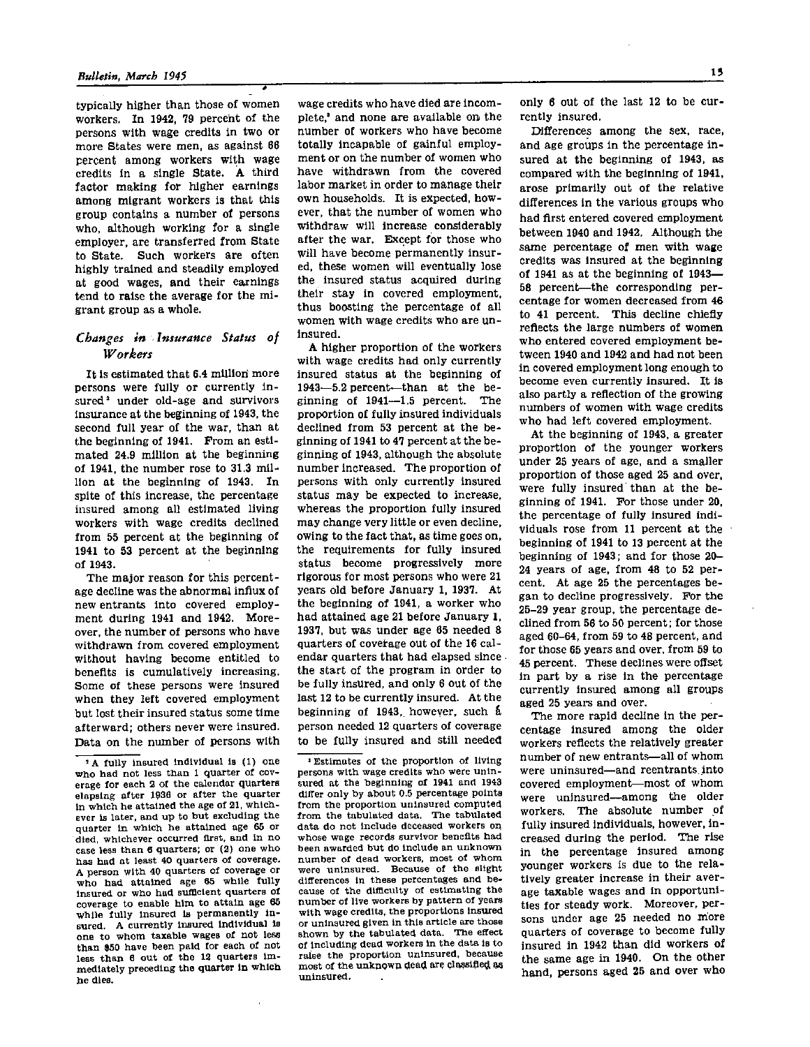typically higher than those of women workers. In 1942, 79 percent of the persons with wage credits in two or more States were men, as against 66 percent among workers with wage credits in a single State. A third factor making for higher earnings among migrant workers is that this group contains a number of persons who, although working for a single employer, are transferred from State to State. Such workers are often highly trained and steadily employed at good wages, and their earnings tend to raise the average for the migrant group as a whole.

### *Changes in Insurance Status of Workers*

It is estimated that 6.4 million more persons were fully or currently insured[2] under old-age and survivors insurance at the beginning of 1943, the second full year of the war, than at the beginning of 1941. From an estimated 24.9 million at the beginning of 1941, the number rose to 31.3 million at the beginning of 1943. In spite of this increase, the percentage insured among all estimated living workers with wage credits declined from 55 percent at the beginning of 1941 to 53 percent at the beginning of 1943.

The major reason for this percentage decline was the abnormal influx of new entrants into covered employment during 1941 and 1942. Moreover, the number of persons who have withdrawn from covered employment without having become entitled to benefits is cumulatively increasing. Some of these persons were insured when they left covered employment but lost their insured status some time afterward; others never were insured. Data on the number of persons with wage credits who have died are incomplete,[3] and none are available on the number of workers who have become totally incapable of gainful employment or on the number of women who have withdrawn from the covered labor market in order to manage their own households. It is expected, however, that the number of women who withdraw will increase considerably after the war. Except for those who will have become permanently insured, these women will eventually lose the insured status acquired during their stay in covered employment, thus boosting the percentage of all women with wage credits who are uninsured.

A higher proportion of the workers with wage credits had only currently insured status at the beginning of 1943—5.2 percent—than at the beginning of 1941—1.5 percent. The proportion of fully insured individuals declined from 53 percent at the beginning of 1941 to 47 percent at the beginning of 1943, although the absolute number increased. The proportion of persons with only currently insured status may be expected to increase, whereas the proportion fully insured may change very little or even decline, owing to the fact that, as time goes on, the requirements for fully insured status become progressively more rigorous for most persons who were 21 years old before January 1, 1937. At the beginning of 1941, a worker who had attained age 21 before January 1, 1937, but was under age 65 needed 8 quarters of coverage out of the 16 calendar quarters that had elapsed since the start of the program in order to be fully insured, and only 6 out of the last 12 to be currently insured. At the beginning of 1943, however, such a person needed 12 quarters of coverage to be fully insured and still needed only 6 out of the last 12 to be currently insured.

Differences among the sex, race, and age groups in the percentage insured at the beginning of 1943, as compared with the beginning of 1941, arose primarily out of the relative differences in the various groups who had first entered covered employment between 1940 and 1942. Although the same percentage of men with wage credits was insured at the beginning of 1941 as at the beginning of 1943—58 percent—the corresponding percentage for women decreased from 46 to 41 percent. This decline chiefly reflects the large numbers of women who entered covered employment between 1940 and 1942 and had not been in covered employment long enough to become even currently insured. It is also partly a reflection of the growing numbers of women with wage credits who had left covered employment.

At the beginning of 1943, a greater proportion of the younger workers under 25 years of age, and a smaller proportion of those aged 25 and over, were fully insured than at the beginning of 1941. For those under 20, the percentage of fully insured individuals rose from 11 percent at the beginning of 1941 to 13 percent at the beginning of 1943; and for those 20–24 years of age, from 48 to 52 percent. At age 25 the percentages began to decline progressively. For the 25–29 year group, the percentage declined from 56 to 50 percent; for those aged 60–64, from 59 to 48 percent, and for those 65 years and over, from 59 to 45 percent. These declines were offset in part by a rise in the percentage currently insured among all groups aged 25 years and over.

The more rapid decline in the percentage insured among the older workers reflects the relatively greater number of new entrants—all of whom were uninsured—and reentrants into covered employment—most of whom were uninsured—among the older workers. The absolute number of fully insured individuals, however, increased during the period. The rise in the percentage insured among younger workers is due to the relatively greater increase in their average taxable wages and in opportunities for steady work. Moreover, persons under age 25 needed no more quarters of coverage to become fully insured in 1942 than did workers of the same age in 1940. On the other hand, persons aged 25 and over who

---

[2] A fully insured individual is (1) one who had not less than 1 quarter of coverage for each 2 of the calendar quarters elapsing after 1936 or after the quarter in which he attained the age of 21, whichever is later, and up to but excluding the quarter in which he attained age 65 or died, whichever occurred first, and in no case less than 6 quarters; or (2) one who has had at least 40 quarters of coverage. A person with 40 quarters of coverage or who had attained age 65 while fully insured or who had sufficient quarters of coverage to enable him to attain age 65 while fully insured is permanently insured. A currently insured individual is one to whom taxable wages of not less than $50 have been paid for each of not less than 6 out of the 12 quarters immediately preceding the quarter in which he dies.

[3] Estimates of the proportion of living persons with wage credits who were uninsured at the beginning of 1941 and 1943 differ only by about 0.5 percentage points from the proportion uninsured computed from the tabulated data. The tabulated data do not include deceased workers on whose wage records survivor benefits had been awarded but do include an unknown number of dead workers, most of whom were uninsured. Because of the slight differences in these percentages and because of the difficulty of estimating the number of live workers by pattern of years with wage credits, the proportions insured or uninsured given in this article are those shown by the tabulated data. The effect of including dead workers in the data is to raise the proportion uninsured, because most of the unknown dead are classified as uninsured.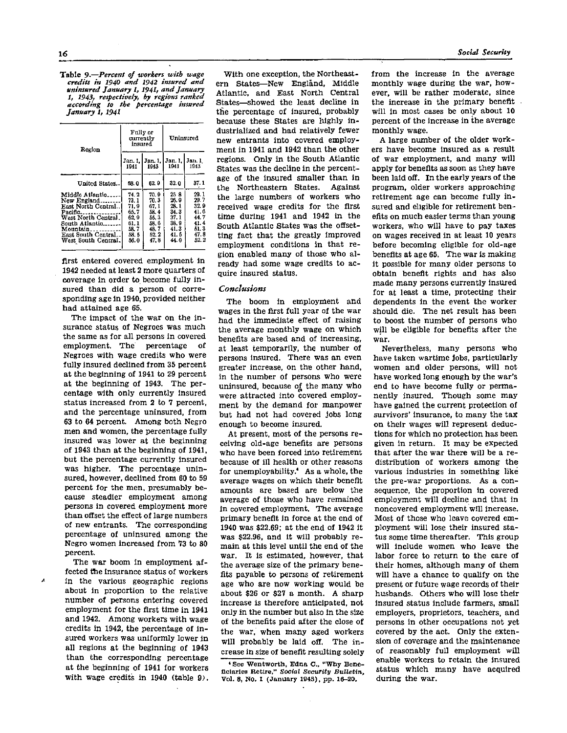**Table 9.**—*Percent of workers with wage credits in 1940 and 1942 insured and uninsured January 1, 1941, and January 1, 1943, respectively, by regions ranked according to the percentage insured January 1, 1941*

| Region | Fully or currently insured | | Uninsured | |
|---|---|---|---|---|
| | Jan. 1, 1941 | Jan. 1, 1943 | Jan. 1, 1941 | Jan. 1, 1943 |
| United States | 68.0 | 62.9 | 32.0 | 37.1 |
| Middle Atlantic | 74.2 | 70.9 | 25.8 | 29.1 |
| New England | 73.1 | 70.3 | 26.9 | 29.7 |
| East North Central | 71.9 | 67.1 | 28.1 | 32.9 |
| Pacific | 65.7 | 58.4 | 34.3 | 41.6 |
| West North Central | 62.9 | 55.3 | 37.1 | 44.7 |
| South Atlantic | 61.1 | 58.6 | 38.9 | 41.4 |
| Mountain | 58.7 | 48.7 | 41.3 | 51.3 |
| East South Central | 58.5 | 52.2 | 41.5 | 47.8 |
| West South Central | 56.0 | 47.8 | 44.0 | 52.2 |

first entered covered employment in 1942 needed at least 2 more quarters of coverage in order to become fully insured than did a person of corresponding age in 1940, provided neither had attained age 65.

The impact of the war on the insurance status of Negroes was much the same as for all persons in covered employment. The percentage of Negroes with wage credits who were fully insured declined from 35 percent at the beginning of 1941 to 29 percent at the beginning of 1943. The percentage with only currently insured status increased from 2 to 7 percent, and the percentage uninsured, from 63 to 64 percent. Among both Negro men and women, the percentage fully insured was lower at the beginning of 1943 than at the beginning of 1941, but the percentage currently insured was higher. The percentage uninsured, however, declined from 60 to 59 percent for the men, presumably because steadier employment among persons in covered employment more than offset the effect of large numbers of new entrants. The corresponding percentage of uninsured among the Negro women increased from 73 to 80 percent.

The war boom in employment affected the insurance status of workers in the various geographic regions about in proportion to the relative number of persons entering covered employment for the first time in 1941 and 1942. Among workers with wage credits in 1942, the percentage of insured workers was uniformly lower in all regions at the beginning of 1943 than the corresponding percentage at the beginning of 1941 for workers with wage credits in 1940 (table 9).

With one exception, the Northeastern States—New England, Middle Atlantic, and East North Central States—showed the least decline in the percentage of insured, probably because these States are highly industrialized and had relatively fewer new entrants into covered employment in 1941 and 1942 than the other regions. Only in the South Atlantic States was the decline in the percentage of the insured smaller than in the Northeastern States. Against the large numbers of workers who received wage credits for the first time during 1941 and 1942 in the South Atlantic States was the offsetting fact that the greatly improved employment conditions in that region enabled many of those who already had some wage credits to acquire insured status.

### *Conclusions*

The boom in employment and wages in the first full year of the war had the immediate effect of raising the average monthly wage on which benefits are based and of increasing, at least temporarily, the number of persons insured. There was an even greater increase, on the other hand, in the number of persons who were uninsured, because of the many who were attracted into covered employment by the demand for manpower but had not had covered jobs long enough to become insured.

At present, most of the persons receiving old-age benefits are persons who have been forced into retirement because of ill health or other reasons for unemployability.[4] As a whole, the average wages on which their benefit amounts are based are below the average of those who have remained in covered employment. The average primary benefit in force at the end of 1940 was $22.69; at the end of 1942 it was $22.96, and it will probably remain at this level until the end of the war. It is estimated, however, that the average size of the primary benefits payable to persons of retirement age who are now working would be about $26 or $27 a month. A sharp increase is therefore anticipated, not only in the number but also in the size of the benefits paid after the close of the war, when many aged workers will probably be laid off. The increase in size of benefit resulting solely from the increase in the average monthly wage during the war, however, will be rather moderate, since the increase in the primary benefit will in most cases be only about 10 percent of the increase in the average monthly wage.

A large number of the older workers have become insured as a result of war employment, and many will apply for benefits as soon as they have been laid off. In the early years of the program, older workers approaching retirement age can become fully insured and eligible for retirement benefits on much easier terms than young workers, who will have to pay taxes on wages received in at least 10 years before becoming eligible for old-age benefits at age 65. The war is making it possible for many older persons to obtain benefit rights and has also made many persons currently insured for at least a time, protecting their dependents in the event the worker should die. The net result has been to boost the number of persons who will be eligible for benefits after the war.

Nevertheless, many persons who have taken wartime jobs, particularly women and older persons, will not have worked long enough by the war's end to have become fully or permanently insured. Though some may have gained the current protection of survivors' insurance, to many the tax on their wages will represent deductions for which no protection has been given in return. It may be expected that after the war there will be a redistribution of workers among the various industries in something like the pre-war proportions. As a consequence, the proportion in covered employment will decline and that in noncovered employment will increase. Most of those who leave covered employment will lose their insured status some time thereafter. This group will include women who leave the labor force to return to the care of their homes, although many of them will have a chance to qualify on the present or future wage records of their husbands. Others who will lose their insured status include farmers, small employers, proprietors, teachers, and persons in other occupations not yet covered by the act. Only the extension of coverage and the maintenance of reasonably full employment will enable workers to retain the insured status which many have acquired during the war.

---

[4] See Wentworth, Edna C., "Why Beneficiaries Retire," *Social Security Bulletin*, Vol. 8, No. 1 (January 1945), pp. 16–20.